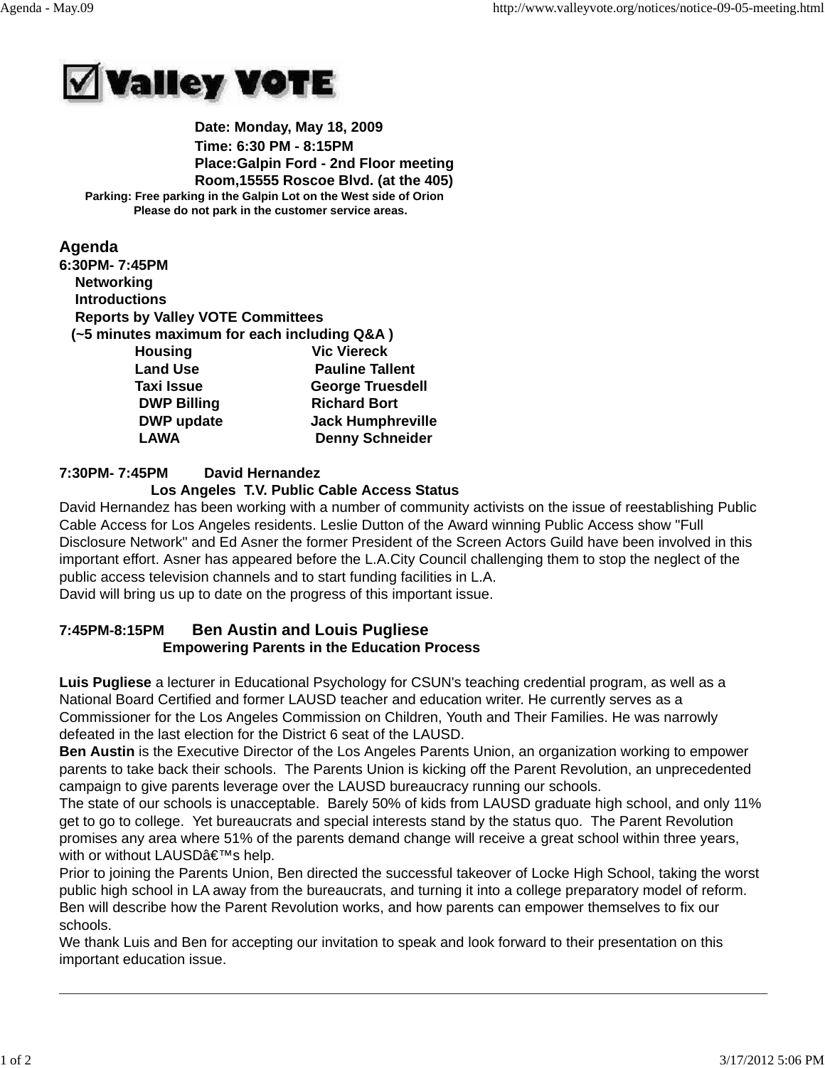# ☑ Valley VOTE

**Date: Monday, May 18, 2009**
**Time: 6:30 PM - 8:15PM**
**Place:Galpin Ford - 2nd Floor meeting Room,15555 Roscoe Blvd. (at the 405)**

**Parking: Free parking in the Galpin Lot on the West side of Orion**
**Please do not park in the customer service areas.**

## Agenda

**6:30PM- 7:45PM**

**Networking**
**Introductions**
**Reports by Valley VOTE Committees**
**(~5 minutes maximum for each including Q&A )**

| | |
|---|---|
| **Housing** | **Vic Viereck** |
| **Land Use** | **Pauline Tallent** |
| **Taxi Issue** | **George Truesdell** |
| **DWP Billing** | **Richard Bort** |
| **DWP update** | **Jack Humphreville** |
| **LAWA** | **Denny Schneider** |

**7:30PM- 7:45PM David Hernandez**
**Los Angeles T.V. Public Cable Access Status**

David Hernandez has been working with a number of community activists on the issue of reestablishing Public Cable Access for Los Angeles residents. Leslie Dutton of the Award winning Public Access show "Full Disclosure Network" and Ed Asner the former President of the Screen Actors Guild have been involved in this important effort. Asner has appeared before the L.A.City Council challenging them to stop the neglect of the public access television channels and to start funding facilities in L.A.
David will bring us up to date on the progress of this important issue.

**7:45PM-8:15PM Ben Austin and Louis Pugliese**
**Empowering Parents in the Education Process**

**Luis Pugliese** a lecturer in Educational Psychology for CSUN's teaching credential program, as well as a National Board Certified and former LAUSD teacher and education writer. He currently serves as a Commissioner for the Los Angeles Commission on Children, Youth and Their Families. He was narrowly defeated in the last election for the District 6 seat of the LAUSD.
**Ben Austin** is the Executive Director of the Los Angeles Parents Union, an organization working to empower parents to take back their schools. The Parents Union is kicking off the Parent Revolution, an unprecedented campaign to give parents leverage over the LAUSD bureaucracy running our schools.
The state of our schools is unacceptable. Barely 50% of kids from LAUSD graduate high school, and only 11% get to go to college. Yet bureaucrats and special interests stand by the status quo. The Parent Revolution promises any area where 51% of the parents demand change will receive a great school within three years, with or without LAUSDâ€™s help.
Prior to joining the Parents Union, Ben directed the successful takeover of Locke High School, taking the worst public high school in LA away from the bureaucrats, and turning it into a college preparatory model of reform. Ben will describe how the Parent Revolution works, and how parents can empower themselves to fix our schools.
We thank Luis and Ben for accepting our invitation to speak and look forward to their presentation on this important education issue.

---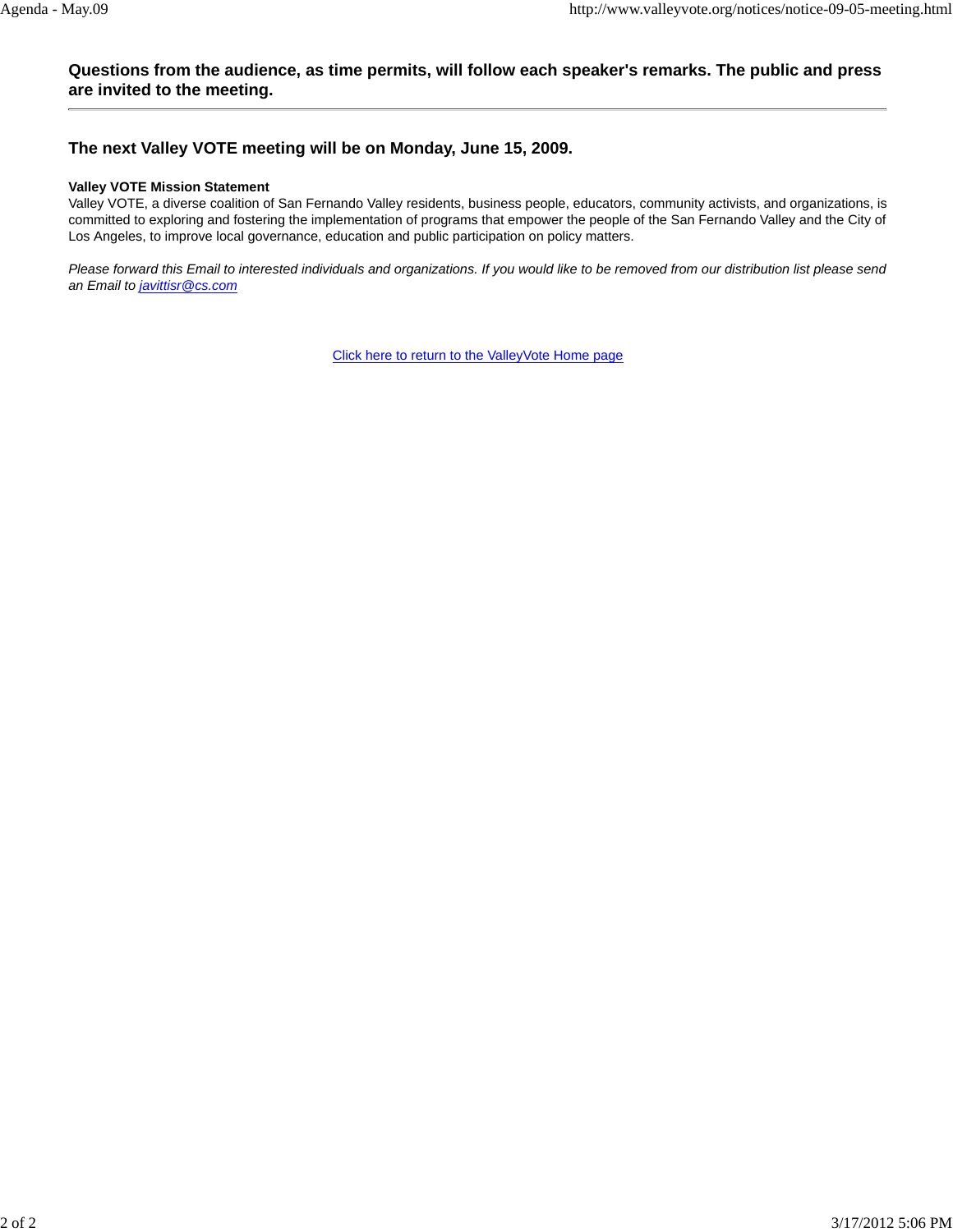**Questions from the audience, as time permits, will follow each speaker's remarks. The public and press are invited to the meeting.**

---

### The next Valley VOTE meeting will be on Monday, June 15, 2009.

**Valley VOTE Mission Statement**
Valley VOTE, a diverse coalition of San Fernando Valley residents, business people, educators, community activists, and organizations, is committed to exploring and fostering the implementation of programs that empower the people of the San Fernando Valley and the City of Los Angeles, to improve local governance, education and public participation on policy matters.

*Please forward this Email to interested individuals and organizations. If you would like to be removed from our distribution list please send an Email to javittisr@cs.com*

Click here to return to the ValleyVote Home page